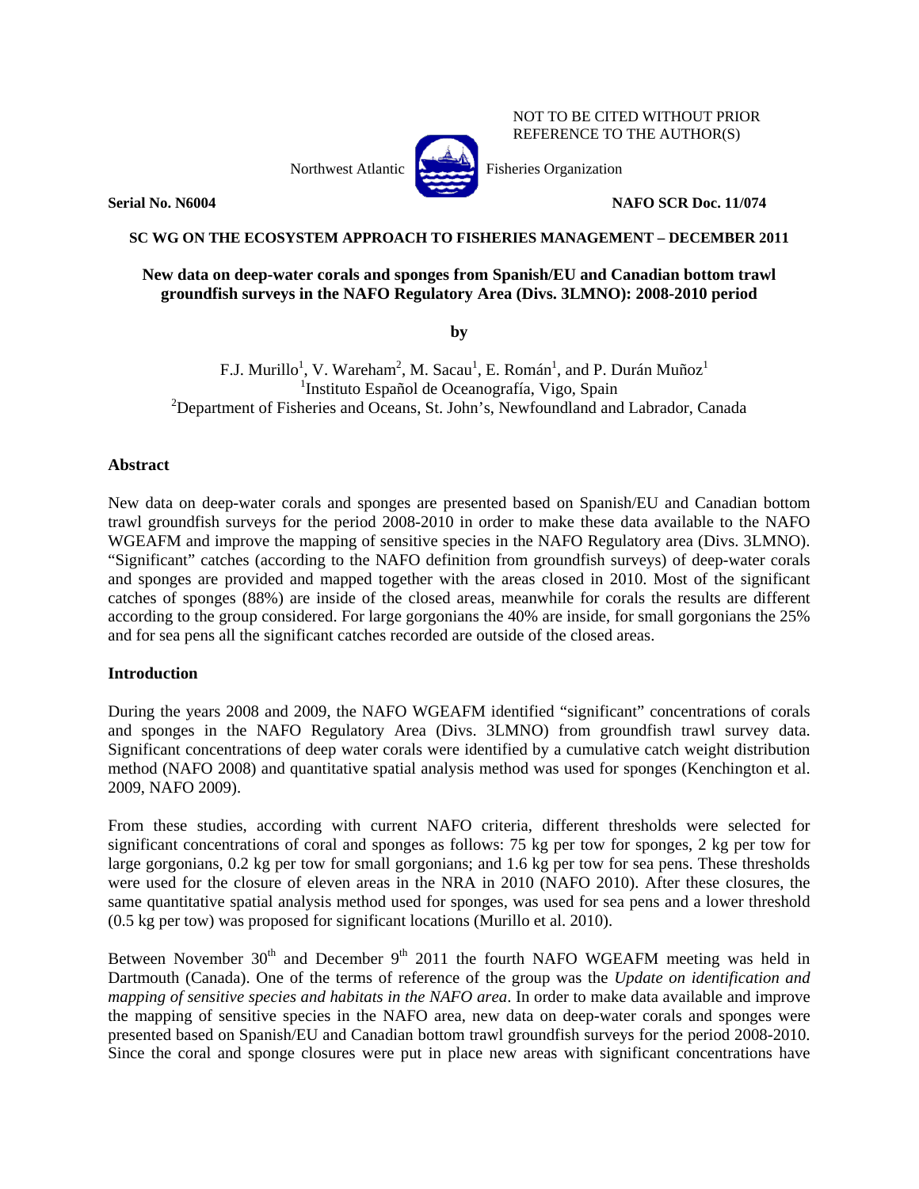NOT TO BE CITED WITHOUT PRIOR REFERENCE TO THE AUTHOR(S)

Northwest Atlantic Fisheries Organization

**Serial No. N6004** **NAFO SCR Doc. 11/074**

**SC WG ON THE ECOSYSTEM APPROACH TO FISHERIES MANAGEMENT – DECEMBER 2011**

# New data on deep-water corals and sponges from Spanish/EU and Canadian bottom trawl groundfish surveys in the NAFO Regulatory Area (Divs. 3LMNO): 2008-2010 period

**by**

F.J. Murillo[1], V. Wareham[2], M. Sacau[1], E. Román[1], and P. Durán Muñoz[1]
[1]Instituto Español de Oceanografía, Vigo, Spain
[2]Department of Fisheries and Oceans, St. John's, Newfoundland and Labrador, Canada

## Abstract

New data on deep-water corals and sponges are presented based on Spanish/EU and Canadian bottom trawl groundfish surveys for the period 2008-2010 in order to make these data available to the NAFO WGEAFM and improve the mapping of sensitive species in the NAFO Regulatory area (Divs. 3LMNO). "Significant" catches (according to the NAFO definition from groundfish surveys) of deep-water corals and sponges are provided and mapped together with the areas closed in 2010. Most of the significant catches of sponges (88%) are inside of the closed areas, meanwhile for corals the results are different according to the group considered. For large gorgonians the 40% are inside, for small gorgonians the 25% and for sea pens all the significant catches recorded are outside of the closed areas.

## Introduction

During the years 2008 and 2009, the NAFO WGEAFM identified "significant" concentrations of corals and sponges in the NAFO Regulatory Area (Divs. 3LMNO) from groundfish trawl survey data. Significant concentrations of deep water corals were identified by a cumulative catch weight distribution method (NAFO 2008) and quantitative spatial analysis method was used for sponges (Kenchington et al. 2009, NAFO 2009).

From these studies, according with current NAFO criteria, different thresholds were selected for significant concentrations of coral and sponges as follows: 75 kg per tow for sponges, 2 kg per tow for large gorgonians, 0.2 kg per tow for small gorgonians; and 1.6 kg per tow for sea pens. These thresholds were used for the closure of eleven areas in the NRA in 2010 (NAFO 2010). After these closures, the same quantitative spatial analysis method used for sponges, was used for sea pens and a lower threshold (0.5 kg per tow) was proposed for significant locations (Murillo et al. 2010).

Between November 30th and December 9th 2011 the fourth NAFO WGEAFM meeting was held in Dartmouth (Canada). One of the terms of reference of the group was the *Update on identification and mapping of sensitive species and habitats in the NAFO area*. In order to make data available and improve the mapping of sensitive species in the NAFO area, new data on deep-water corals and sponges were presented based on Spanish/EU and Canadian bottom trawl groundfish surveys for the period 2008-2010. Since the coral and sponge closures were put in place new areas with significant concentrations have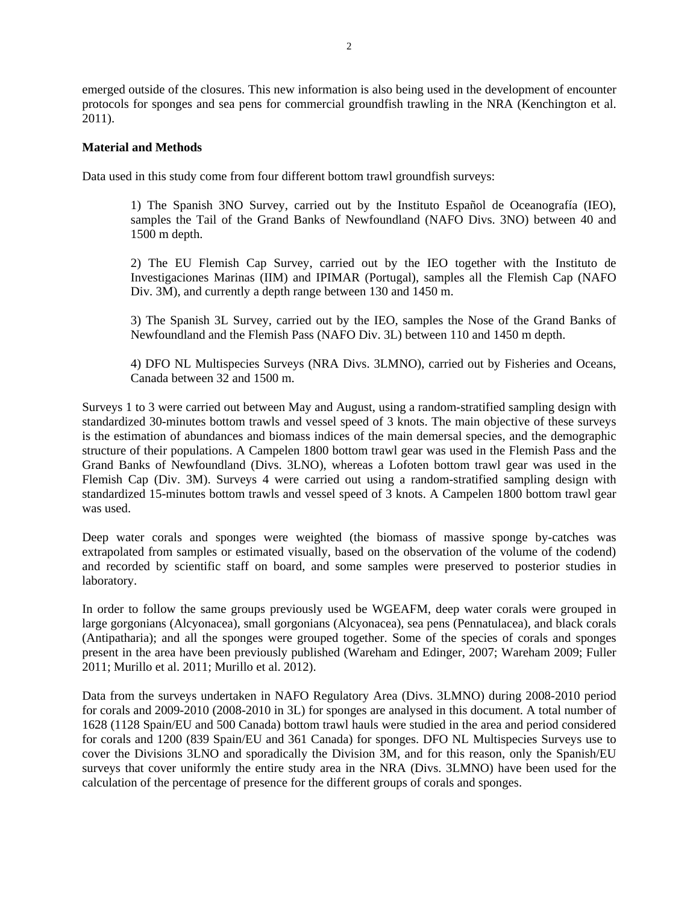emerged outside of the closures. This new information is also being used in the development of encounter protocols for sponges and sea pens for commercial groundfish trawling in the NRA (Kenchington et al. 2011).

**Material and Methods**

Data used in this study come from four different bottom trawl groundfish surveys:

> 1) The Spanish 3NO Survey, carried out by the Instituto Español de Oceanografía (IEO), samples the Tail of the Grand Banks of Newfoundland (NAFO Divs. 3NO) between 40 and 1500 m depth.
>
> 2) The EU Flemish Cap Survey, carried out by the IEO together with the Instituto de Investigaciones Marinas (IIM) and IPIMAR (Portugal), samples all the Flemish Cap (NAFO Div. 3M), and currently a depth range between 130 and 1450 m.
>
> 3) The Spanish 3L Survey, carried out by the IEO, samples the Nose of the Grand Banks of Newfoundland and the Flemish Pass (NAFO Div. 3L) between 110 and 1450 m depth.
>
> 4) DFO NL Multispecies Surveys (NRA Divs. 3LMNO), carried out by Fisheries and Oceans, Canada between 32 and 1500 m.

Surveys 1 to 3 were carried out between May and August, using a random-stratified sampling design with standardized 30-minutes bottom trawls and vessel speed of 3 knots. The main objective of these surveys is the estimation of abundances and biomass indices of the main demersal species, and the demographic structure of their populations. A Campelen 1800 bottom trawl gear was used in the Flemish Pass and the Grand Banks of Newfoundland (Divs. 3LNO), whereas a Lofoten bottom trawl gear was used in the Flemish Cap (Div. 3M). Surveys 4 were carried out using a random-stratified sampling design with standardized 15-minutes bottom trawls and vessel speed of 3 knots. A Campelen 1800 bottom trawl gear was used.

Deep water corals and sponges were weighted (the biomass of massive sponge by-catches was extrapolated from samples or estimated visually, based on the observation of the volume of the codend) and recorded by scientific staff on board, and some samples were preserved to posterior studies in laboratory.

In order to follow the same groups previously used be WGEAFM, deep water corals were grouped in large gorgonians (Alcyonacea), small gorgonians (Alcyonacea), sea pens (Pennatulacea), and black corals (Antipatharia); and all the sponges were grouped together. Some of the species of corals and sponges present in the area have been previously published (Wareham and Edinger, 2007; Wareham 2009; Fuller 2011; Murillo et al. 2011; Murillo et al. 2012).

Data from the surveys undertaken in NAFO Regulatory Area (Divs. 3LMNO) during 2008-2010 period for corals and 2009-2010 (2008-2010 in 3L) for sponges are analysed in this document. A total number of 1628 (1128 Spain/EU and 500 Canada) bottom trawl hauls were studied in the area and period considered for corals and 1200 (839 Spain/EU and 361 Canada) for sponges. DFO NL Multispecies Surveys use to cover the Divisions 3LNO and sporadically the Division 3M, and for this reason, only the Spanish/EU surveys that cover uniformly the entire study area in the NRA (Divs. 3LMNO) have been used for the calculation of the percentage of presence for the different groups of corals and sponges.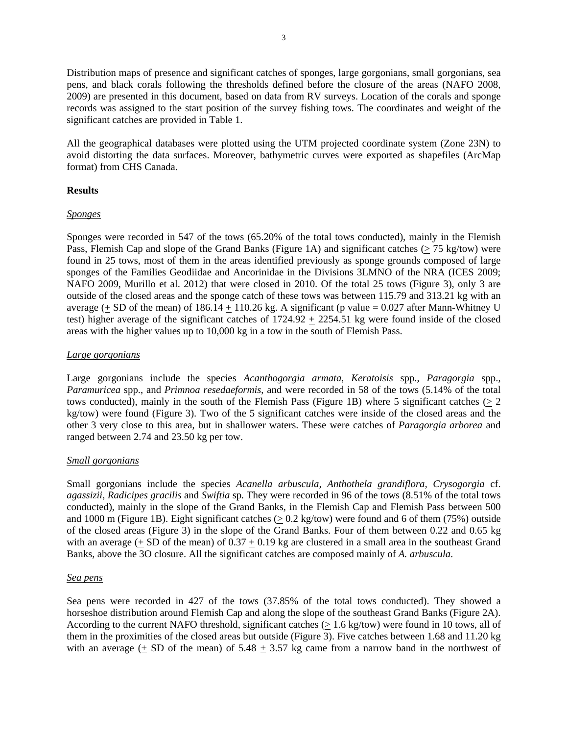Distribution maps of presence and significant catches of sponges, large gorgonians, small gorgonians, sea pens, and black corals following the thresholds defined before the closure of the areas (NAFO 2008, 2009) are presented in this document, based on data from RV surveys. Location of the corals and sponge records was assigned to the start position of the survey fishing tows. The coordinates and weight of the significant catches are provided in Table 1.

All the geographical databases were plotted using the UTM projected coordinate system (Zone 23N) to avoid distorting the data surfaces. Moreover, bathymetric curves were exported as shapefiles (ArcMap format) from CHS Canada.

**Results**

*Sponges*

Sponges were recorded in 547 of the tows (65.20% of the total tows conducted), mainly in the Flemish Pass, Flemish Cap and slope of the Grand Banks (Figure 1A) and significant catches ($\geq$ 75 kg/tow) were found in 25 tows, most of them in the areas identified previously as sponge grounds composed of large sponges of the Families Geodiidae and Ancorinidae in the Divisions 3LMNO of the NRA (ICES 2009; NAFO 2009, Murillo et al. 2012) that were closed in 2010. Of the total 25 tows (Figure 3), only 3 are outside of the closed areas and the sponge catch of these tows was between 115.79 and 313.21 kg with an average ($\pm$ SD of the mean) of 186.14 $\pm$ 110.26 kg. A significant (p value = 0.027 after Mann-Whitney U test) higher average of the significant catches of 1724.92 $\pm$ 2254.51 kg were found inside of the closed areas with the higher values up to 10,000 kg in a tow in the south of Flemish Pass.

*Large gorgonians*

Large gorgonians include the species *Acanthogorgia armata*, *Keratoisis* spp., *Paragorgia* spp., *Paramuricea* spp., and *Primnoa resedaeformis*, and were recorded in 58 of the tows (5.14% of the total tows conducted), mainly in the south of the Flemish Pass (Figure 1B) where 5 significant catches ($\geq$ 2 kg/tow) were found (Figure 3). Two of the 5 significant catches were inside of the closed areas and the other 3 very close to this area, but in shallower waters. These were catches of *Paragorgia arborea* and ranged between 2.74 and 23.50 kg per tow.

*Small gorgonians*

Small gorgonians include the species *Acanella arbuscula*, *Anthothela grandiflora*, *Crysogorgia* cf. *agassizii*, *Radicipes gracilis* and *Swiftia* sp. They were recorded in 96 of the tows (8.51% of the total tows conducted), mainly in the slope of the Grand Banks, in the Flemish Cap and Flemish Pass between 500 and 1000 m (Figure 1B). Eight significant catches ($\geq$ 0.2 kg/tow) were found and 6 of them (75%) outside of the closed areas (Figure 3) in the slope of the Grand Banks. Four of them between 0.22 and 0.65 kg with an average ($\pm$ SD of the mean) of 0.37 $\pm$ 0.19 kg are clustered in a small area in the southeast Grand Banks, above the 3O closure. All the significant catches are composed mainly of *A. arbuscula*.

*Sea pens*

Sea pens were recorded in 427 of the tows (37.85% of the total tows conducted). They showed a horseshoe distribution around Flemish Cap and along the slope of the southeast Grand Banks (Figure 2A). According to the current NAFO threshold, significant catches ($\geq$ 1.6 kg/tow) were found in 10 tows, all of them in the proximities of the closed areas but outside (Figure 3). Five catches between 1.68 and 11.20 kg with an average ($\pm$ SD of the mean) of 5.48 $\pm$ 3.57 kg came from a narrow band in the northwest of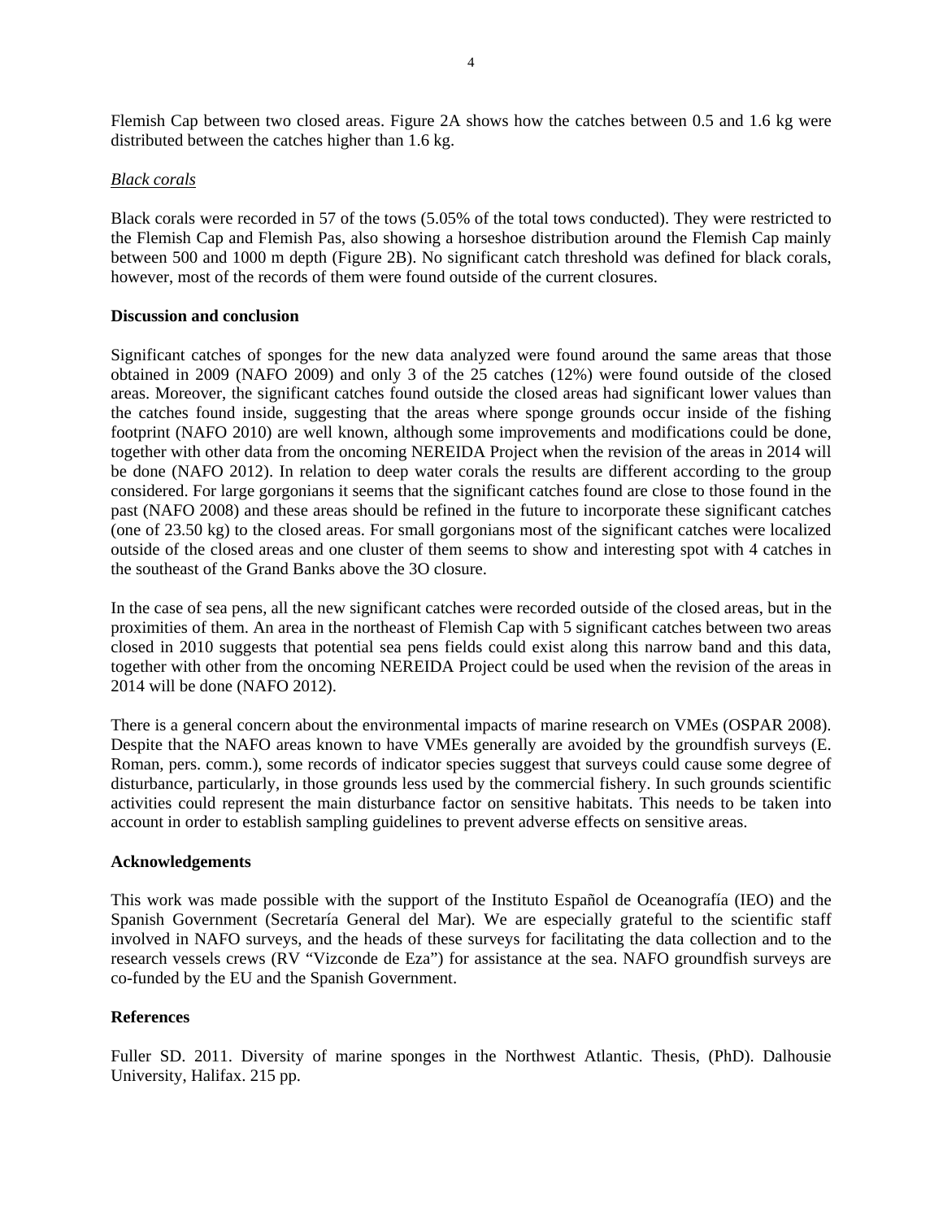Flemish Cap between two closed areas. Figure 2A shows how the catches between 0.5 and 1.6 kg were distributed between the catches higher than 1.6 kg.

*Black corals*

Black corals were recorded in 57 of the tows (5.05% of the total tows conducted). They were restricted to the Flemish Cap and Flemish Pas, also showing a horseshoe distribution around the Flemish Cap mainly between 500 and 1000 m depth (Figure 2B). No significant catch threshold was defined for black corals, however, most of the records of them were found outside of the current closures.

**Discussion and conclusion**

Significant catches of sponges for the new data analyzed were found around the same areas that those obtained in 2009 (NAFO 2009) and only 3 of the 25 catches (12%) were found outside of the closed areas. Moreover, the significant catches found outside the closed areas had significant lower values than the catches found inside, suggesting that the areas where sponge grounds occur inside of the fishing footprint (NAFO 2010) are well known, although some improvements and modifications could be done, together with other data from the oncoming NEREIDA Project when the revision of the areas in 2014 will be done (NAFO 2012). In relation to deep water corals the results are different according to the group considered. For large gorgonians it seems that the significant catches found are close to those found in the past (NAFO 2008) and these areas should be refined in the future to incorporate these significant catches (one of 23.50 kg) to the closed areas. For small gorgonians most of the significant catches were localized outside of the closed areas and one cluster of them seems to show and interesting spot with 4 catches in the southeast of the Grand Banks above the 3O closure.

In the case of sea pens, all the new significant catches were recorded outside of the closed areas, but in the proximities of them. An area in the northeast of Flemish Cap with 5 significant catches between two areas closed in 2010 suggests that potential sea pens fields could exist along this narrow band and this data, together with other from the oncoming NEREIDA Project could be used when the revision of the areas in 2014 will be done (NAFO 2012).

There is a general concern about the environmental impacts of marine research on VMEs (OSPAR 2008). Despite that the NAFO areas known to have VMEs generally are avoided by the groundfish surveys (E. Roman, pers. comm.), some records of indicator species suggest that surveys could cause some degree of disturbance, particularly, in those grounds less used by the commercial fishery. In such grounds scientific activities could represent the main disturbance factor on sensitive habitats. This needs to be taken into account in order to establish sampling guidelines to prevent adverse effects on sensitive areas.

**Acknowledgements**

This work was made possible with the support of the Instituto Español de Oceanografía (IEO) and the Spanish Government (Secretaría General del Mar). We are especially grateful to the scientific staff involved in NAFO surveys, and the heads of these surveys for facilitating the data collection and to the research vessels crews (RV "Vizconde de Eza") for assistance at the sea. NAFO groundfish surveys are co-funded by the EU and the Spanish Government.

**References**

Fuller SD. 2011. Diversity of marine sponges in the Northwest Atlantic. Thesis, (PhD). Dalhousie University, Halifax. 215 pp.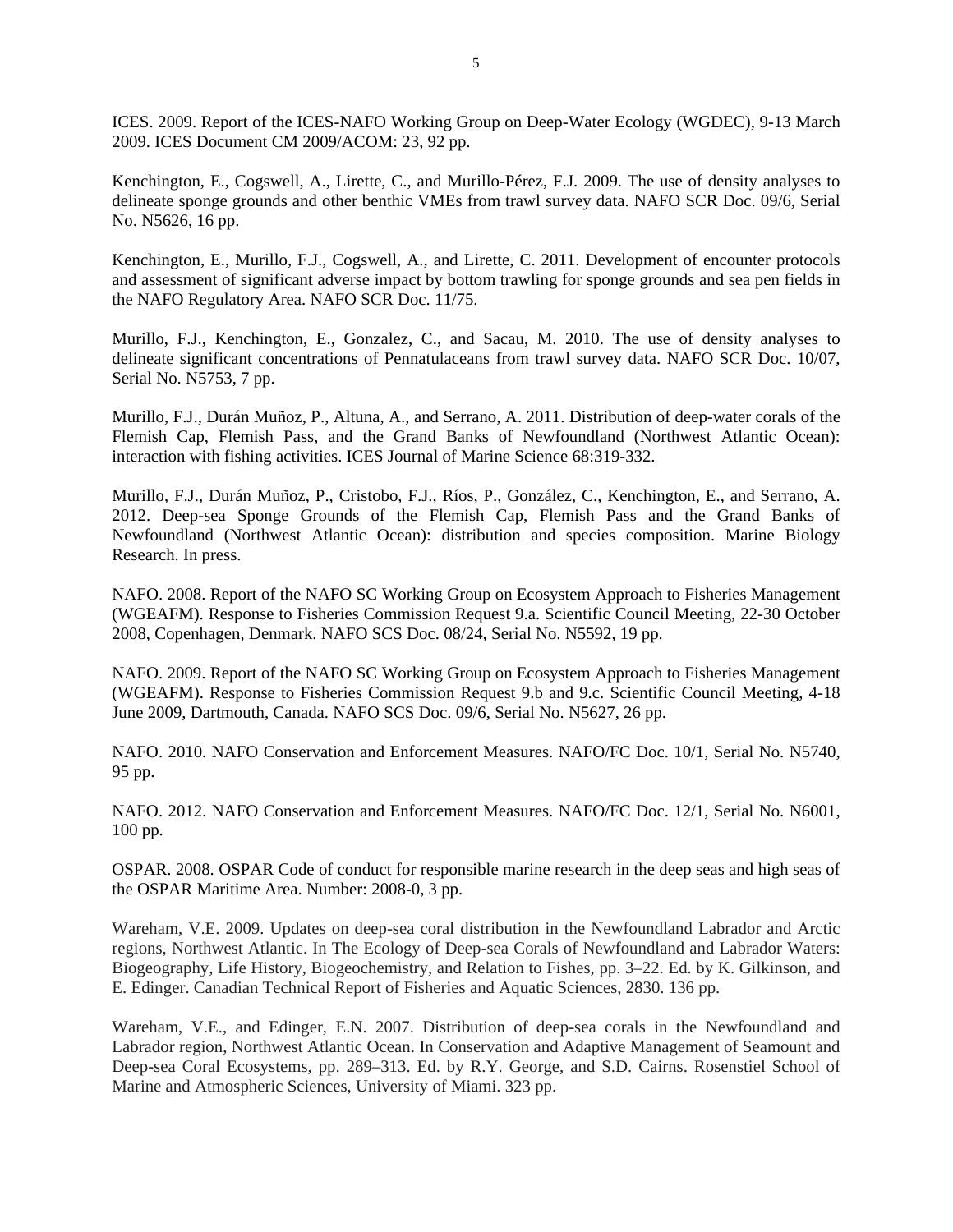ICES. 2009. Report of the ICES-NAFO Working Group on Deep-Water Ecology (WGDEC), 9-13 March 2009. ICES Document CM 2009/ACOM: 23, 92 pp.

Kenchington, E., Cogswell, A., Lirette, C., and Murillo-Pérez, F.J. 2009. The use of density analyses to delineate sponge grounds and other benthic VMEs from trawl survey data. NAFO SCR Doc. 09/6, Serial No. N5626, 16 pp.

Kenchington, E., Murillo, F.J., Cogswell, A., and Lirette, C. 2011. Development of encounter protocols and assessment of significant adverse impact by bottom trawling for sponge grounds and sea pen fields in the NAFO Regulatory Area. NAFO SCR Doc. 11/75.

Murillo, F.J., Kenchington, E., Gonzalez, C., and Sacau, M. 2010. The use of density analyses to delineate significant concentrations of Pennatulaceans from trawl survey data. NAFO SCR Doc. 10/07, Serial No. N5753, 7 pp.

Murillo, F.J., Durán Muñoz, P., Altuna, A., and Serrano, A. 2011. Distribution of deep-water corals of the Flemish Cap, Flemish Pass, and the Grand Banks of Newfoundland (Northwest Atlantic Ocean): interaction with fishing activities. ICES Journal of Marine Science 68:319-332.

Murillo, F.J., Durán Muñoz, P., Cristobo, F.J., Ríos, P., González, C., Kenchington, E., and Serrano, A. 2012. Deep-sea Sponge Grounds of the Flemish Cap, Flemish Pass and the Grand Banks of Newfoundland (Northwest Atlantic Ocean): distribution and species composition. Marine Biology Research. In press.

NAFO. 2008. Report of the NAFO SC Working Group on Ecosystem Approach to Fisheries Management (WGEAFM). Response to Fisheries Commission Request 9.a. Scientific Council Meeting, 22-30 October 2008, Copenhagen, Denmark. NAFO SCS Doc. 08/24, Serial No. N5592, 19 pp.

NAFO. 2009. Report of the NAFO SC Working Group on Ecosystem Approach to Fisheries Management (WGEAFM). Response to Fisheries Commission Request 9.b and 9.c. Scientific Council Meeting, 4-18 June 2009, Dartmouth, Canada. NAFO SCS Doc. 09/6, Serial No. N5627, 26 pp.

NAFO. 2010. NAFO Conservation and Enforcement Measures. NAFO/FC Doc. 10/1, Serial No. N5740, 95 pp.

NAFO. 2012. NAFO Conservation and Enforcement Measures. NAFO/FC Doc. 12/1, Serial No. N6001, 100 pp.

OSPAR. 2008. OSPAR Code of conduct for responsible marine research in the deep seas and high seas of the OSPAR Maritime Area. Number: 2008-0, 3 pp.

Wareham, V.E. 2009. Updates on deep-sea coral distribution in the Newfoundland Labrador and Arctic regions, Northwest Atlantic. In The Ecology of Deep-sea Corals of Newfoundland and Labrador Waters: Biogeography, Life History, Biogeochemistry, and Relation to Fishes, pp. 3–22. Ed. by K. Gilkinson, and E. Edinger. Canadian Technical Report of Fisheries and Aquatic Sciences, 2830. 136 pp.

Wareham, V.E., and Edinger, E.N. 2007. Distribution of deep-sea corals in the Newfoundland and Labrador region, Northwest Atlantic Ocean. In Conservation and Adaptive Management of Seamount and Deep-sea Coral Ecosystems, pp. 289–313. Ed. by R.Y. George, and S.D. Cairns. Rosenstiel School of Marine and Atmospheric Sciences, University of Miami. 323 pp.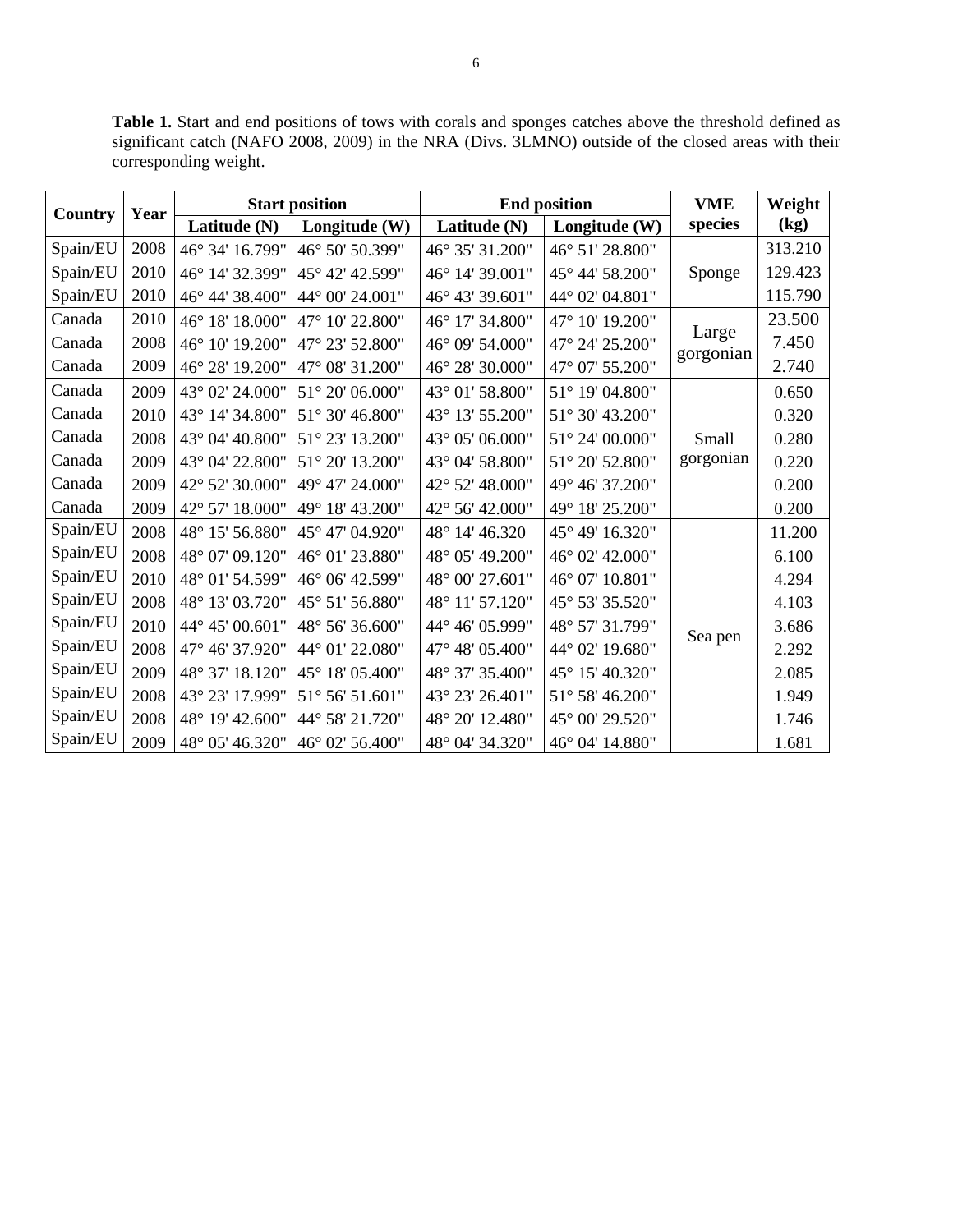**Table 1.** Start and end positions of tows with corals and sponges catches above the threshold defined as significant catch (NAFO 2008, 2009) in the NRA (Divs. 3LMNO) outside of the closed areas with their corresponding weight.

| Country | Year | Start position | | End position | | VME species | Weight (kg) |
|---|---|---|---|---|---|---|---|
| | | Latitude (N) | Longitude (W) | Latitude (N) | Longitude (W) | | |
| Spain/EU | 2008 | 46° 34' 16.799" | 46° 50' 50.399" | 46° 35' 31.200" | 46° 51' 28.800" | Sponge | 313.210 |
| Spain/EU | 2010 | 46° 14' 32.399" | 45° 42' 42.599" | 46° 14' 39.001" | 45° 44' 58.200" | | 129.423 |
| Spain/EU | 2010 | 46° 44' 38.400" | 44° 00' 24.001" | 46° 43' 39.601" | 44° 02' 04.801" | | 115.790 |
| Canada | 2010 | 46° 18' 18.000" | 47° 10' 22.800" | 46° 17' 34.800" | 47° 10' 19.200" | Large gorgonian | 23.500 |
| Canada | 2008 | 46° 10' 19.200" | 47° 23' 52.800" | 46° 09' 54.000" | 47° 24' 25.200" | | 7.450 |
| Canada | 2009 | 46° 28' 19.200" | 47° 08' 31.200" | 46° 28' 30.000" | 47° 07' 55.200" | | 2.740 |
| Canada | 2009 | 43° 02' 24.000" | 51° 20' 06.000" | 43° 01' 58.800" | 51° 19' 04.800" | Small gorgonian | 0.650 |
| Canada | 2010 | 43° 14' 34.800" | 51° 30' 46.800" | 43° 13' 55.200" | 51° 30' 43.200" | | 0.320 |
| Canada | 2008 | 43° 04' 40.800" | 51° 23' 13.200" | 43° 05' 06.000" | 51° 24' 00.000" | | 0.280 |
| Canada | 2009 | 43° 04' 22.800" | 51° 20' 13.200" | 43° 04' 58.800" | 51° 20' 52.800" | | 0.220 |
| Canada | 2009 | 42° 52' 30.000" | 49° 47' 24.000" | 42° 52' 48.000" | 49° 46' 37.200" | | 0.200 |
| Canada | 2009 | 42° 57' 18.000" | 49° 18' 43.200" | 42° 56' 42.000" | 49° 18' 25.200" | | 0.200 |
| Spain/EU | 2008 | 48° 15' 56.880" | 45° 47' 04.920" | 48° 14' 46.320 | 45° 49' 16.320" | Sea pen | 11.200 |
| Spain/EU | 2008 | 48° 07' 09.120" | 46° 01' 23.880" | 48° 05' 49.200" | 46° 02' 42.000" | | 6.100 |
| Spain/EU | 2010 | 48° 01' 54.599" | 46° 06' 42.599" | 48° 00' 27.601" | 46° 07' 10.801" | | 4.294 |
| Spain/EU | 2008 | 48° 13' 03.720" | 45° 51' 56.880" | 48° 11' 57.120" | 45° 53' 35.520" | | 4.103 |
| Spain/EU | 2010 | 44° 45' 00.601" | 48° 56' 36.600" | 44° 46' 05.999" | 48° 57' 31.799" | | 3.686 |
| Spain/EU | 2008 | 47° 46' 37.920" | 44° 01' 22.080" | 47° 48' 05.400" | 44° 02' 19.680" | | 2.292 |
| Spain/EU | 2009 | 48° 37' 18.120" | 45° 18' 05.400" | 48° 37' 35.400" | 45° 15' 40.320" | | 2.085 |
| Spain/EU | 2008 | 43° 23' 17.999" | 51° 56' 51.601" | 43° 23' 26.401" | 51° 58' 46.200" | | 1.949 |
| Spain/EU | 2008 | 48° 19' 42.600" | 44° 58' 21.720" | 48° 20' 12.480" | 45° 00' 29.520" | | 1.746 |
| Spain/EU | 2009 | 48° 05' 46.320" | 46° 02' 56.400" | 48° 04' 34.320" | 46° 04' 14.880" | | 1.681 |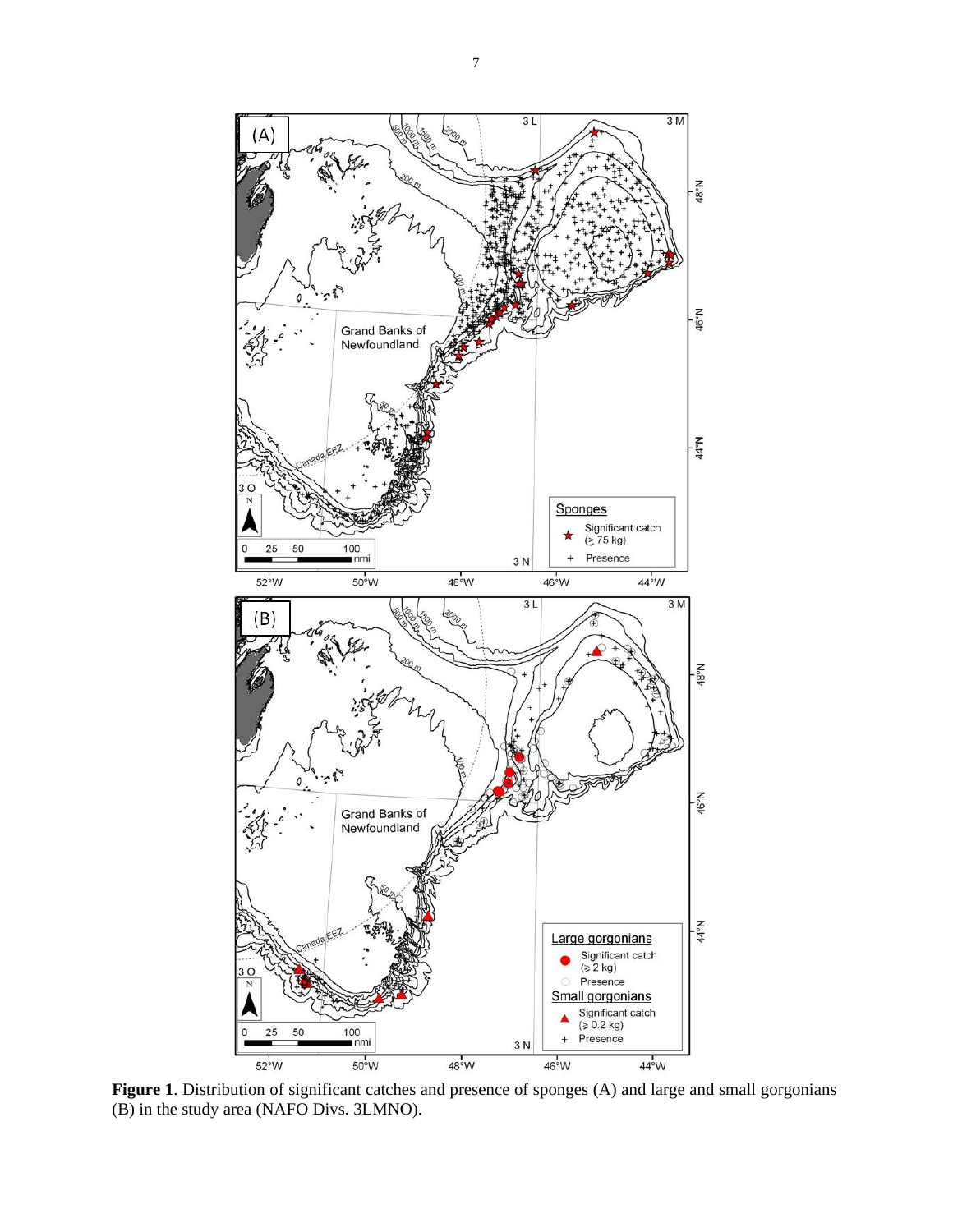**Figure 1**. Distribution of significant catches and presence of sponges (A) and large and small gorgonians (B) in the study area (NAFO Divs. 3LMNO).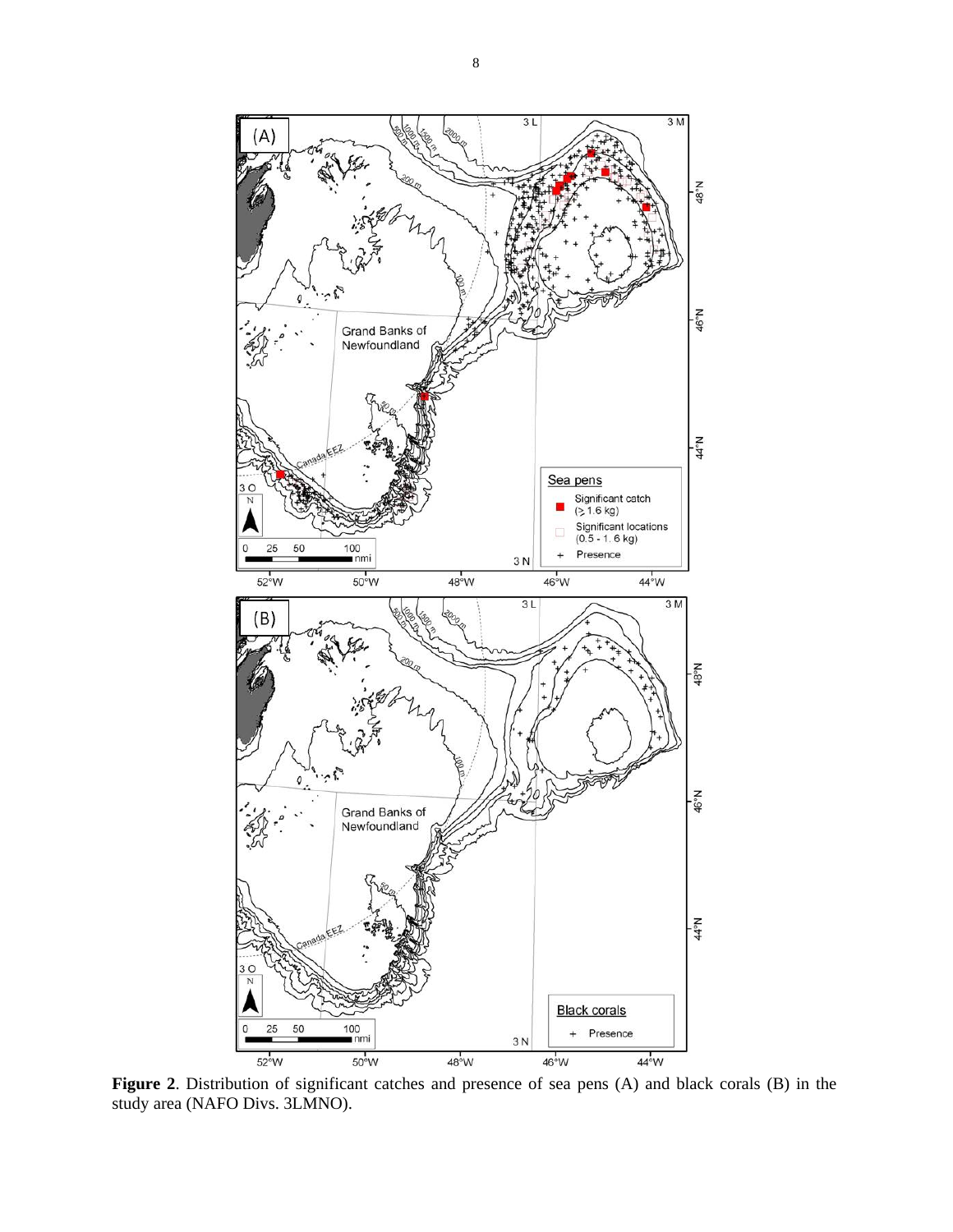**Figure 2**. Distribution of significant catches and presence of sea pens (A) and black corals (B) in the study area (NAFO Divs. 3LMNO).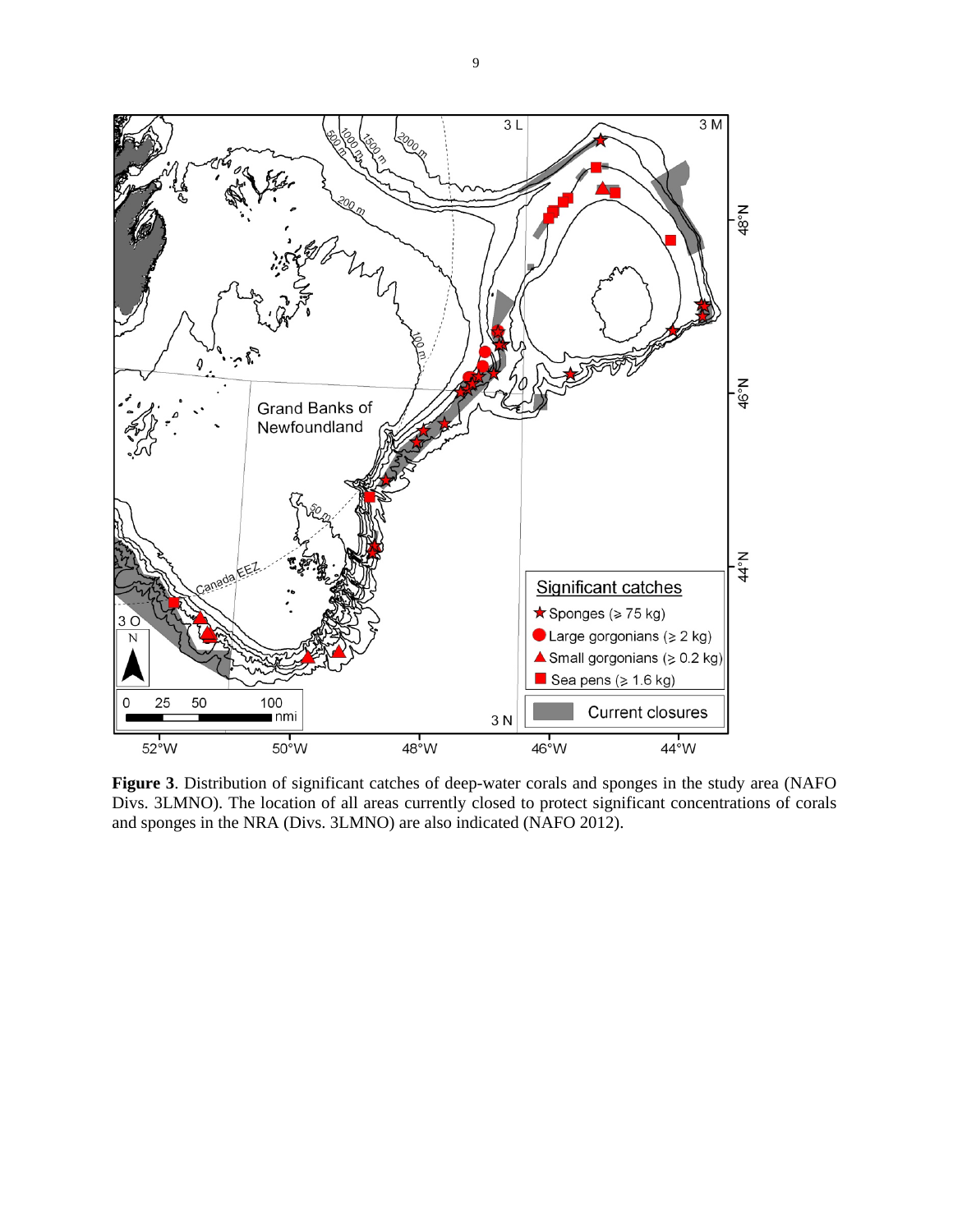3 L

3 M

2000 m

1500 m

1000 m

500 m

200 m

100 m

50 m

Grand Banks of Newfoundland

Canada EEZ

3 O

3 N

N

0 25 50 100 nmi

48°N

46°N

44°N

52°W 50°W 48°W 46°W 44°W

Significant catches

Sponges (≥ 75 kg)

Large gorgonians (≥ 2 kg)

Small gorgonians (≥ 0.2 kg)

Sea pens (≥ 1.6 kg)

Current closures

**Figure 3**. Distribution of significant catches of deep-water corals and sponges in the study area (NAFO Divs. 3LMNO). The location of all areas currently closed to protect significant concentrations of corals and sponges in the NRA (Divs. 3LMNO) are also indicated (NAFO 2012).